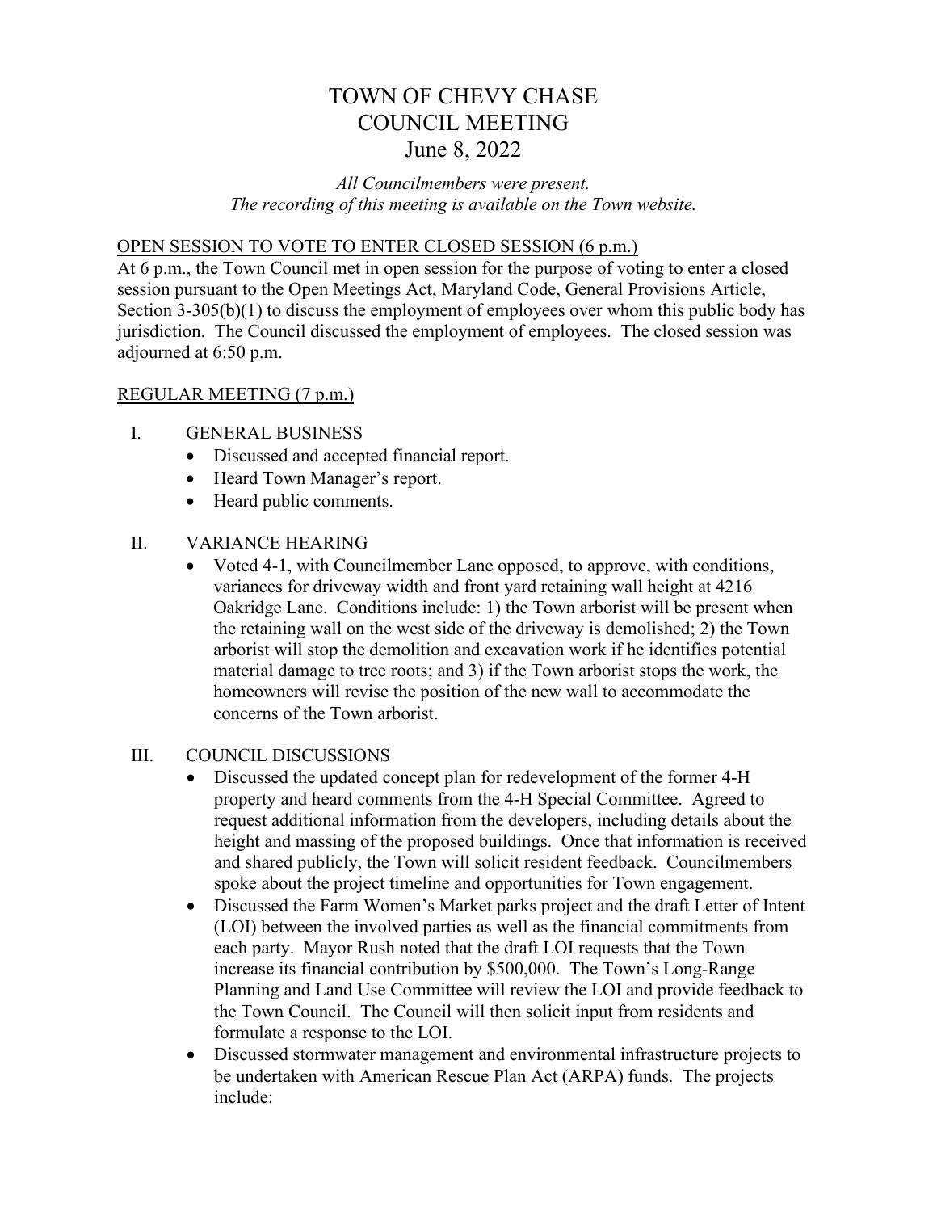# TOWN OF CHEVY CHASE
# COUNCIL MEETING
# June 8, 2022

*All Councilmembers were present.*
*The recording of this meeting is available on the Town website.*

## OPEN SESSION TO VOTE TO ENTER CLOSED SESSION (6 p.m.)

At 6 p.m., the Town Council met in open session for the purpose of voting to enter a closed session pursuant to the Open Meetings Act, Maryland Code, General Provisions Article, Section 3-305(b)(1) to discuss the employment of employees over whom this public body has jurisdiction. The Council discussed the employment of employees. The closed session was adjourned at 6:50 p.m.

## REGULAR MEETING (7 p.m.)

I. GENERAL BUSINESS
   - Discussed and accepted financial report.
   - Heard Town Manager's report.
   - Heard public comments.

II. VARIANCE HEARING
   - Voted 4-1, with Councilmember Lane opposed, to approve, with conditions, variances for driveway width and front yard retaining wall height at 4216 Oakridge Lane. Conditions include: 1) the Town arborist will be present when the retaining wall on the west side of the driveway is demolished; 2) the Town arborist will stop the demolition and excavation work if he identifies potential material damage to tree roots; and 3) if the Town arborist stops the work, the homeowners will revise the position of the new wall to accommodate the concerns of the Town arborist.

III. COUNCIL DISCUSSIONS
   - Discussed the updated concept plan for redevelopment of the former 4-H property and heard comments from the 4-H Special Committee. Agreed to request additional information from the developers, including details about the height and massing of the proposed buildings. Once that information is received and shared publicly, the Town will solicit resident feedback. Councilmembers spoke about the project timeline and opportunities for Town engagement.
   - Discussed the Farm Women's Market parks project and the draft Letter of Intent (LOI) between the involved parties as well as the financial commitments from each party. Mayor Rush noted that the draft LOI requests that the Town increase its financial contribution by $500,000. The Town's Long-Range Planning and Land Use Committee will review the LOI and provide feedback to the Town Council. The Council will then solicit input from residents and formulate a response to the LOI.
   - Discussed stormwater management and environmental infrastructure projects to be undertaken with American Rescue Plan Act (ARPA) funds. The projects include: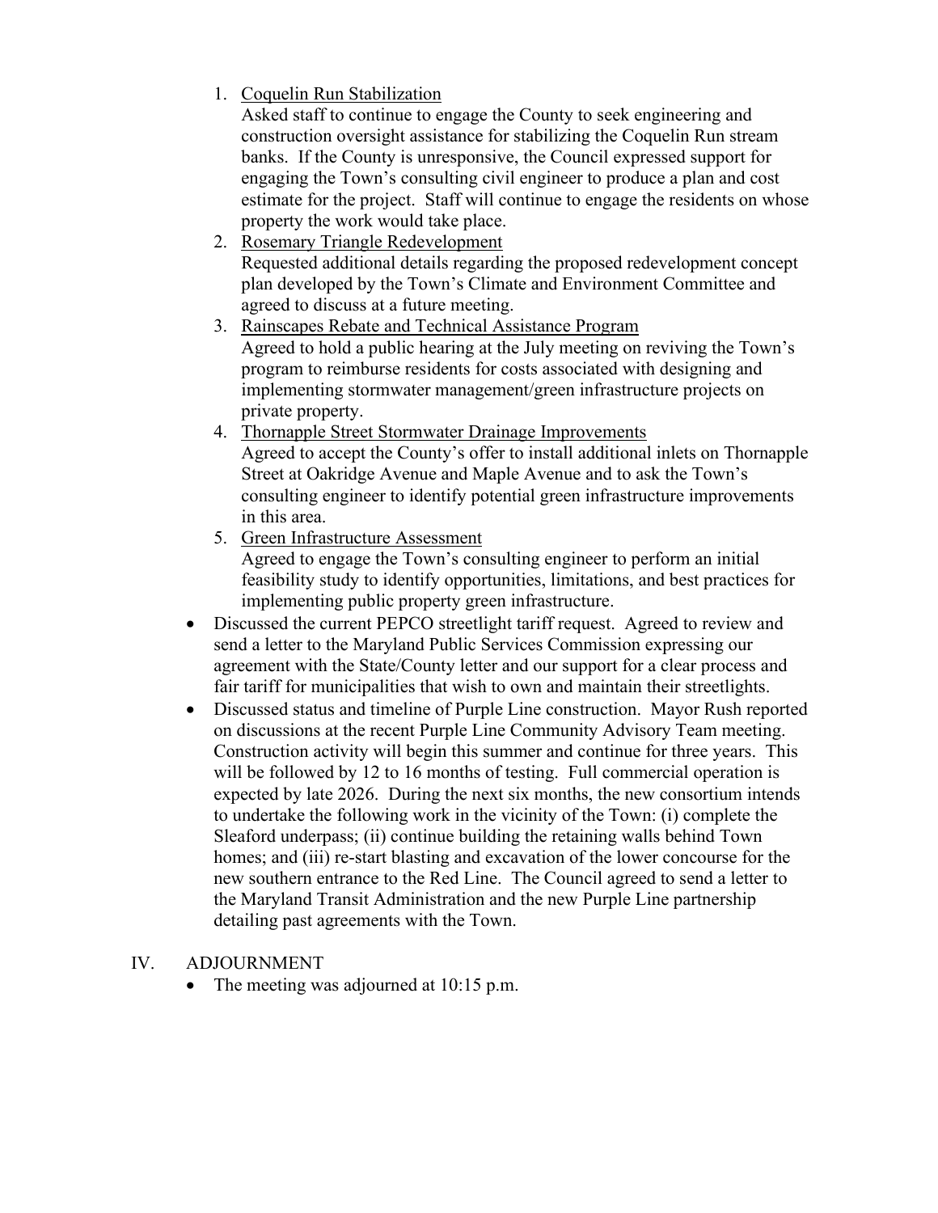1. Coquelin Run Stabilization
   Asked staff to continue to engage the County to seek engineering and construction oversight assistance for stabilizing the Coquelin Run stream banks. If the County is unresponsive, the Council expressed support for engaging the Town's consulting civil engineer to produce a plan and cost estimate for the project. Staff will continue to engage the residents on whose property the work would take place.
2. Rosemary Triangle Redevelopment
   Requested additional details regarding the proposed redevelopment concept plan developed by the Town's Climate and Environment Committee and agreed to discuss at a future meeting.
3. Rainscapes Rebate and Technical Assistance Program
   Agreed to hold a public hearing at the July meeting on reviving the Town's program to reimburse residents for costs associated with designing and implementing stormwater management/green infrastructure projects on private property.
4. Thornapple Street Stormwater Drainage Improvements
   Agreed to accept the County's offer to install additional inlets on Thornapple Street at Oakridge Avenue and Maple Avenue and to ask the Town's consulting engineer to identify potential green infrastructure improvements in this area.
5. Green Infrastructure Assessment
   Agreed to engage the Town's consulting engineer to perform an initial feasibility study to identify opportunities, limitations, and best practices for implementing public property green infrastructure.

- Discussed the current PEPCO streetlight tariff request. Agreed to review and send a letter to the Maryland Public Services Commission expressing our agreement with the State/County letter and our support for a clear process and fair tariff for municipalities that wish to own and maintain their streetlights.
- Discussed status and timeline of Purple Line construction. Mayor Rush reported on discussions at the recent Purple Line Community Advisory Team meeting. Construction activity will begin this summer and continue for three years. This will be followed by 12 to 16 months of testing. Full commercial operation is expected by late 2026. During the next six months, the new consortium intends to undertake the following work in the vicinity of the Town: (i) complete the Sleaford underpass; (ii) continue building the retaining walls behind Town homes; and (iii) re-start blasting and excavation of the lower concourse for the new southern entrance to the Red Line. The Council agreed to send a letter to the Maryland Transit Administration and the new Purple Line partnership detailing past agreements with the Town.

## IV. ADJOURNMENT

- The meeting was adjourned at 10:15 p.m.